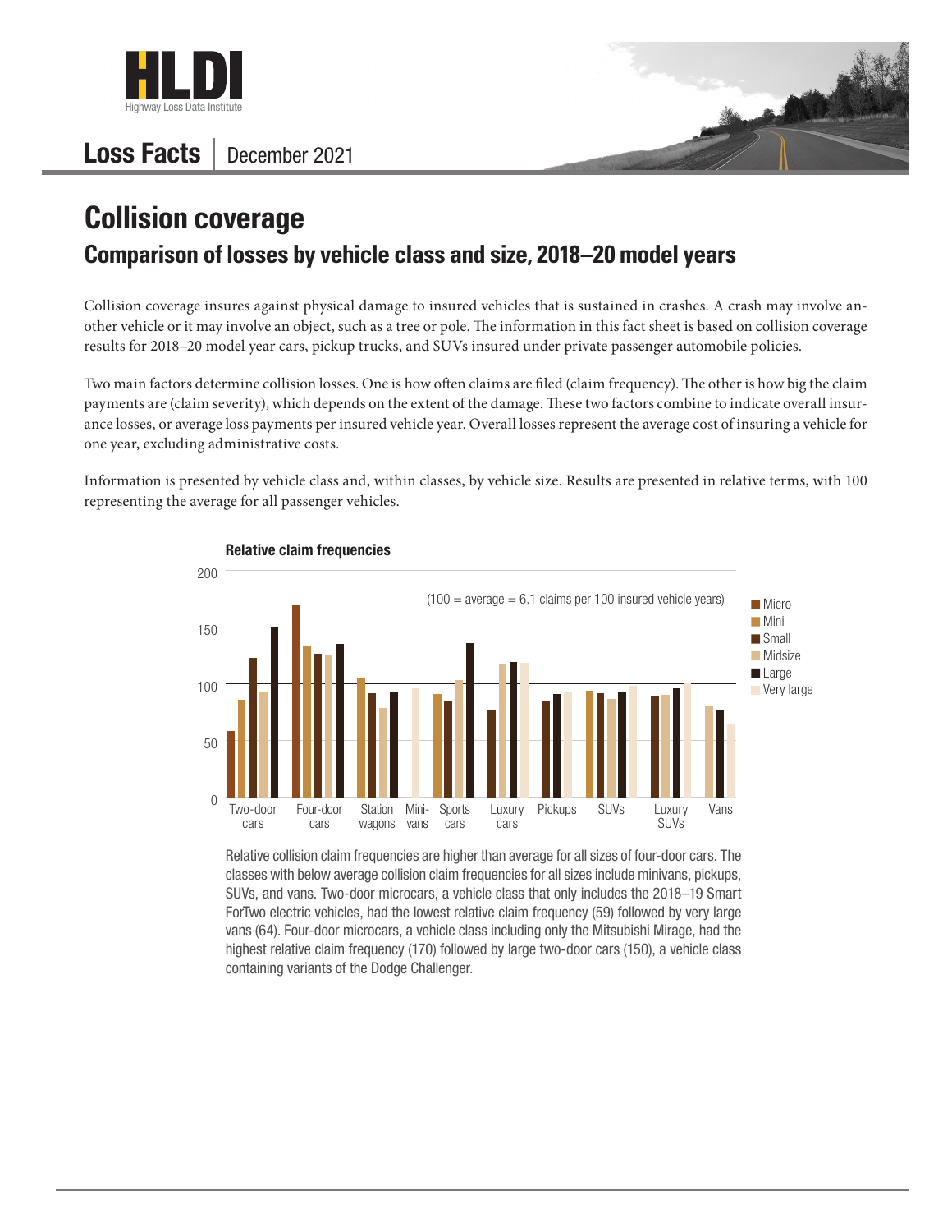**HLDI** Highway Loss Data Institute

**Loss Facts** | December 2021

# Collision coverage

## Comparison of losses by vehicle class and size, 2018–20 model years

Collision coverage insures against physical damage to insured vehicles that is sustained in crashes. A crash may involve another vehicle or it may involve an object, such as a tree or pole. The information in this fact sheet is based on collision coverage results for 2018–20 model year cars, pickup trucks, and SUVs insured under private passenger automobile policies.

Two main factors determine collision losses. One is how often claims are filed (claim frequency). The other is how big the claim payments are (claim severity), which depends on the extent of the damage. These two factors combine to indicate overall insurance losses, or average loss payments per insured vehicle year. Overall losses represent the average cost of insuring a vehicle for one year, excluding administrative costs.

Information is presented by vehicle class and, within classes, by vehicle size. Results are presented in relative terms, with 100 representing the average for all passenger vehicles.

**Relative claim frequencies**

(100 = average = 6.1 claims per 100 insured vehicle years)

Legend: Micro, Mini, Small, Midsize, Large, Very large

Categories: Two-door cars, Four-door cars, Station wagons, Minivans, Sports cars, Luxury cars, Pickups, SUVs, Luxury SUVs, Vans

Relative collision claim frequencies are higher than average for all sizes of four-door cars. The classes with below average collision claim frequencies for all sizes include minivans, pickups, SUVs, and vans. Two-door microcars, a vehicle class that only includes the 2018–19 Smart ForTwo electric vehicles, had the lowest relative claim frequency (59) followed by very large vans (64). Four-door microcars, a vehicle class including only the Mitsubishi Mirage, had the highest relative claim frequency (170) followed by large two-door cars (150), a vehicle class containing variants of the Dodge Challenger.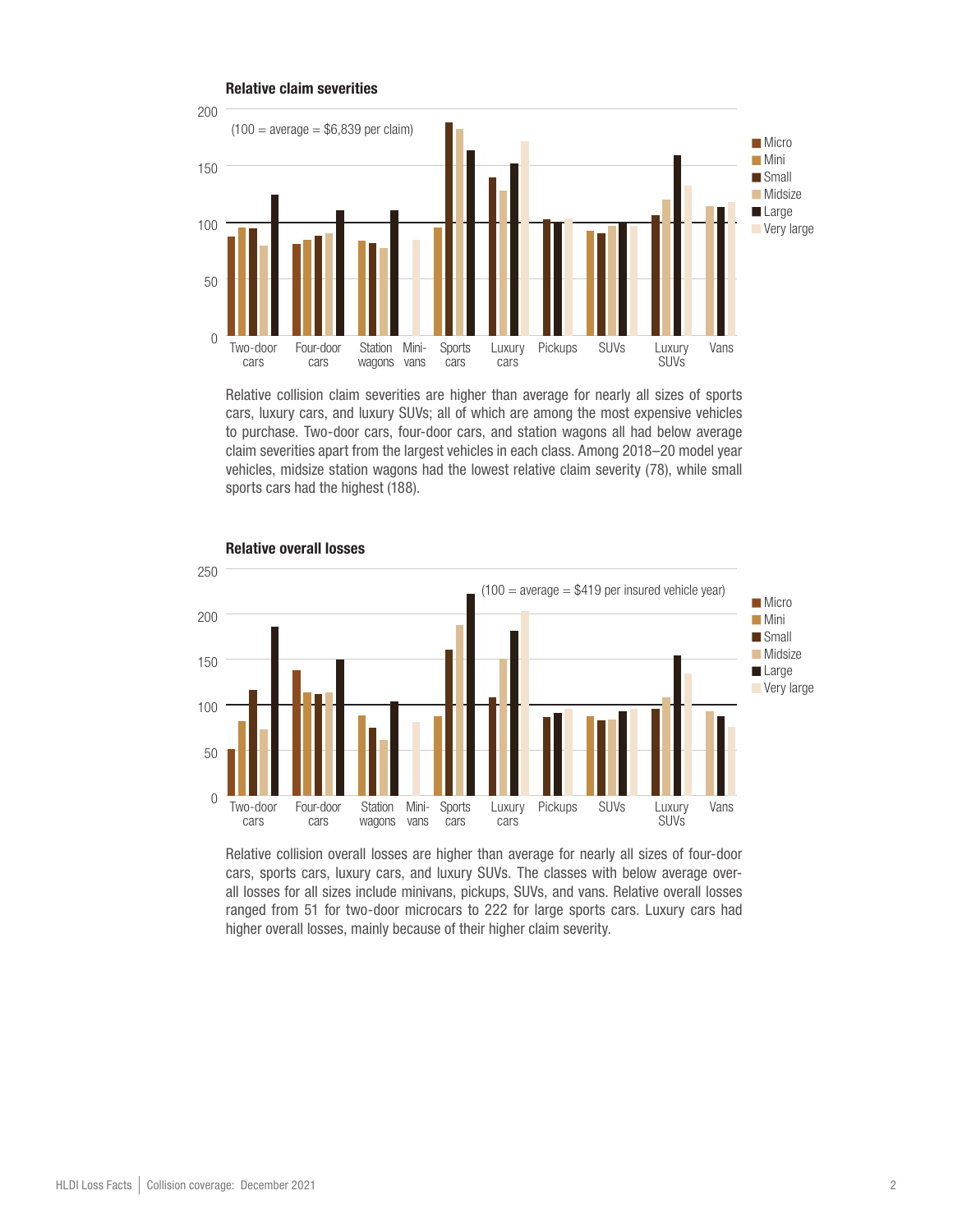**Relative claim severities**

(100 = average = $6,839 per claim)

Relative collision claim severities are higher than average for nearly all sizes of sports cars, luxury cars, and luxury SUVs; all of which are among the most expensive vehicles to purchase. Two-door cars, four-door cars, and station wagons all had below average claim severities apart from the largest vehicles in each class. Among 2018–20 model year vehicles, midsize station wagons had the lowest relative claim severity (78), while small sports cars had the highest (188).

**Relative overall losses**

(100 = average = $419 per insured vehicle year)

Relative collision overall losses are higher than average for nearly all sizes of four-door cars, sports cars, luxury cars, and luxury SUVs. The classes with below average overall losses for all sizes include minivans, pickups, SUVs, and vans. Relative overall losses ranged from 51 for two-door microcars to 222 for large sports cars. Luxury cars had higher overall losses, mainly because of their higher claim severity.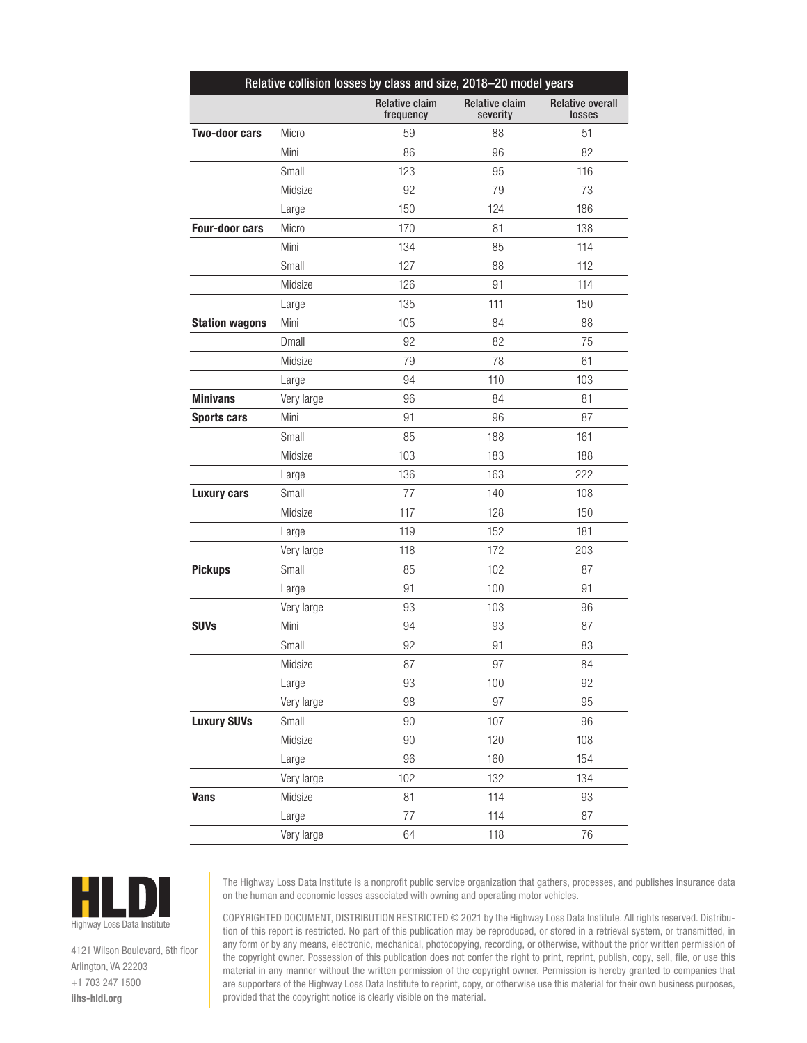| Relative collision losses by class and size, 2018–20 model years | | | | |
|---|---|---|---|---|
| | | Relative claim frequency | Relative claim severity | Relative overall losses |
| **Two-door cars** | Micro | 59 | 88 | 51 |
| | Mini | 86 | 96 | 82 |
| | Small | 123 | 95 | 116 |
| | Midsize | 92 | 79 | 73 |
| | Large | 150 | 124 | 186 |
| **Four-door cars** | Micro | 170 | 81 | 138 |
| | Mini | 134 | 85 | 114 |
| | Small | 127 | 88 | 112 |
| | Midsize | 126 | 91 | 114 |
| | Large | 135 | 111 | 150 |
| **Station wagons** | Mini | 105 | 84 | 88 |
| | Dmall | 92 | 82 | 75 |
| | Midsize | 79 | 78 | 61 |
| | Large | 94 | 110 | 103 |
| **Minivans** | Very large | 96 | 84 | 81 |
| **Sports cars** | Mini | 91 | 96 | 87 |
| | Small | 85 | 188 | 161 |
| | Midsize | 103 | 183 | 188 |
| | Large | 136 | 163 | 222 |
| **Luxury cars** | Small | 77 | 140 | 108 |
| | Midsize | 117 | 128 | 150 |
| | Large | 119 | 152 | 181 |
| | Very large | 118 | 172 | 203 |
| **Pickups** | Small | 85 | 102 | 87 |
| | Large | 91 | 100 | 91 |
| | Very large | 93 | 103 | 96 |
| **SUVs** | Mini | 94 | 93 | 87 |
| | Small | 92 | 91 | 83 |
| | Midsize | 87 | 97 | 84 |
| | Large | 93 | 100 | 92 |
| | Very large | 98 | 97 | 95 |
| **Luxury SUVs** | Small | 90 | 107 | 96 |
| | Midsize | 90 | 120 | 108 |
| | Large | 96 | 160 | 154 |
| | Very large | 102 | 132 | 134 |
| **Vans** | Midsize | 81 | 114 | 93 |
| | Large | 77 | 114 | 87 |
| | Very large | 64 | 118 | 76 |

**HLDI**
Highway Loss Data Institute

4121 Wilson Boulevard, 6th floor
Arlington, VA 22203
+1 703 247 1500
**iihs-hldi.org**

The Highway Loss Data Institute is a nonprofit public service organization that gathers, processes, and publishes insurance data on the human and economic losses associated with owning and operating motor vehicles.

COPYRIGHTED DOCUMENT, DISTRIBUTION RESTRICTED © 2021 by the Highway Loss Data Institute. All rights reserved. Distribution of this report is restricted. No part of this publication may be reproduced, or stored in a retrieval system, or transmitted, in any form or by any means, electronic, mechanical, photocopying, recording, or otherwise, without the prior written permission of the copyright owner. Possession of this publication does not confer the right to print, reprint, publish, copy, sell, file, or use this material in any manner without the written permission of the copyright owner. Permission is hereby granted to companies that are supporters of the Highway Loss Data Institute to reprint, copy, or otherwise use this material for their own business purposes, provided that the copyright notice is clearly visible on the material.